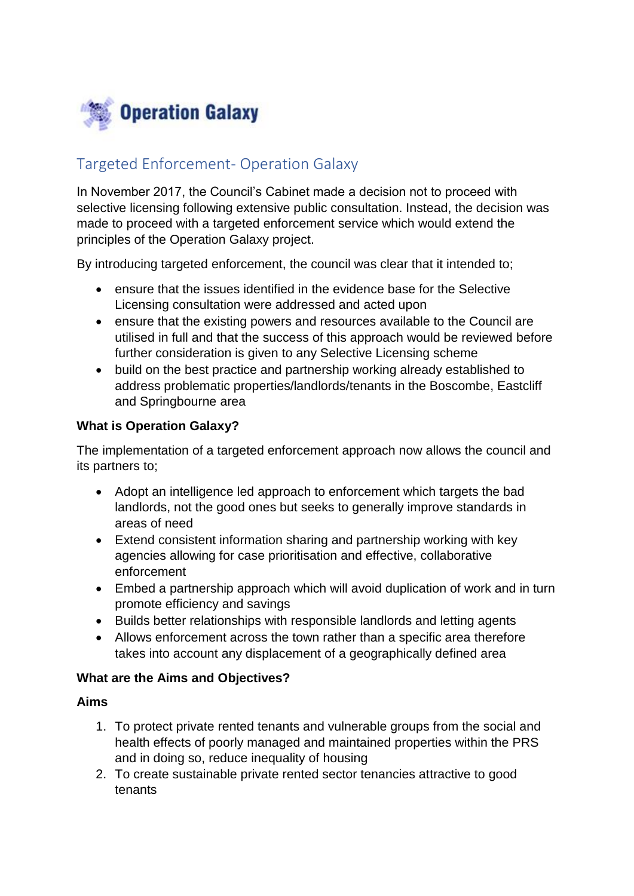# Operation Galaxy

## Targeted Enforcement- Operation Galaxy

In November 2017, the Council's Cabinet made a decision not to proceed with selective licensing following extensive public consultation. Instead, the decision was made to proceed with a targeted enforcement service which would extend the principles of the Operation Galaxy project.

By introducing targeted enforcement, the council was clear that it intended to;

- ensure that the issues identified in the evidence base for the Selective Licensing consultation were addressed and acted upon
- ensure that the existing powers and resources available to the Council are utilised in full and that the success of this approach would be reviewed before further consideration is given to any Selective Licensing scheme
- build on the best practice and partnership working already established to address problematic properties/landlords/tenants in the Boscombe, Eastcliff and Springbourne area

**What is Operation Galaxy?**

The implementation of a targeted enforcement approach now allows the council and its partners to;

- Adopt an intelligence led approach to enforcement which targets the bad landlords, not the good ones but seeks to generally improve standards in areas of need
- Extend consistent information sharing and partnership working with key agencies allowing for case prioritisation and effective, collaborative enforcement
- Embed a partnership approach which will avoid duplication of work and in turn promote efficiency and savings
- Builds better relationships with responsible landlords and letting agents
- Allows enforcement across the town rather than a specific area therefore takes into account any displacement of a geographically defined area

**What are the Aims and Objectives?**

**Aims**

1. To protect private rented tenants and vulnerable groups from the social and health effects of poorly managed and maintained properties within the PRS and in doing so, reduce inequality of housing
2. To create sustainable private rented sector tenancies attractive to good tenants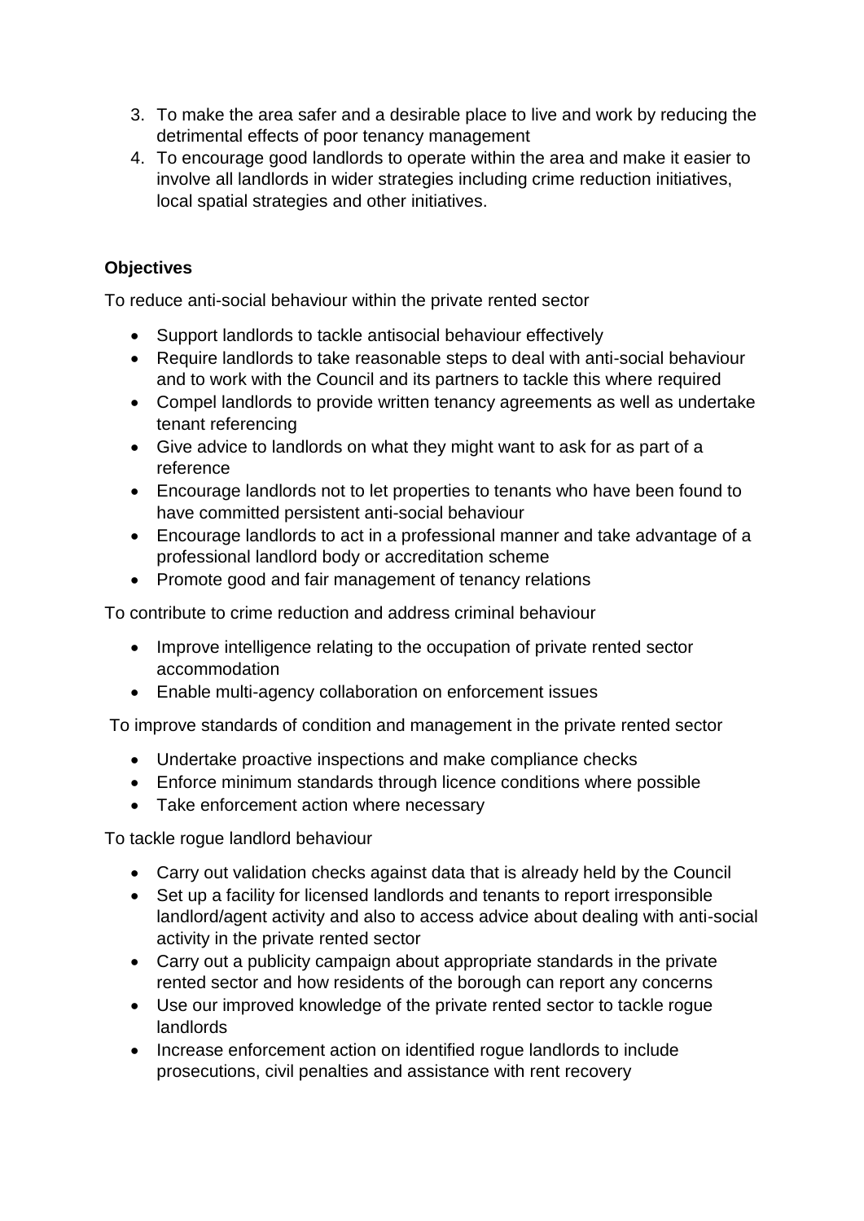3. To make the area safer and a desirable place to live and work by reducing the detrimental effects of poor tenancy management
4. To encourage good landlords to operate within the area and make it easier to involve all landlords in wider strategies including crime reduction initiatives, local spatial strategies and other initiatives.

**Objectives**

To reduce anti-social behaviour within the private rented sector

- Support landlords to tackle antisocial behaviour effectively
- Require landlords to take reasonable steps to deal with anti-social behaviour and to work with the Council and its partners to tackle this where required
- Compel landlords to provide written tenancy agreements as well as undertake tenant referencing
- Give advice to landlords on what they might want to ask for as part of a reference
- Encourage landlords not to let properties to tenants who have been found to have committed persistent anti-social behaviour
- Encourage landlords to act in a professional manner and take advantage of a professional landlord body or accreditation scheme
- Promote good and fair management of tenancy relations

To contribute to crime reduction and address criminal behaviour

- Improve intelligence relating to the occupation of private rented sector accommodation
- Enable multi-agency collaboration on enforcement issues

To improve standards of condition and management in the private rented sector

- Undertake proactive inspections and make compliance checks
- Enforce minimum standards through licence conditions where possible
- Take enforcement action where necessary

To tackle rogue landlord behaviour

- Carry out validation checks against data that is already held by the Council
- Set up a facility for licensed landlords and tenants to report irresponsible landlord/agent activity and also to access advice about dealing with anti-social activity in the private rented sector
- Carry out a publicity campaign about appropriate standards in the private rented sector and how residents of the borough can report any concerns
- Use our improved knowledge of the private rented sector to tackle rogue landlords
- Increase enforcement action on identified rogue landlords to include prosecutions, civil penalties and assistance with rent recovery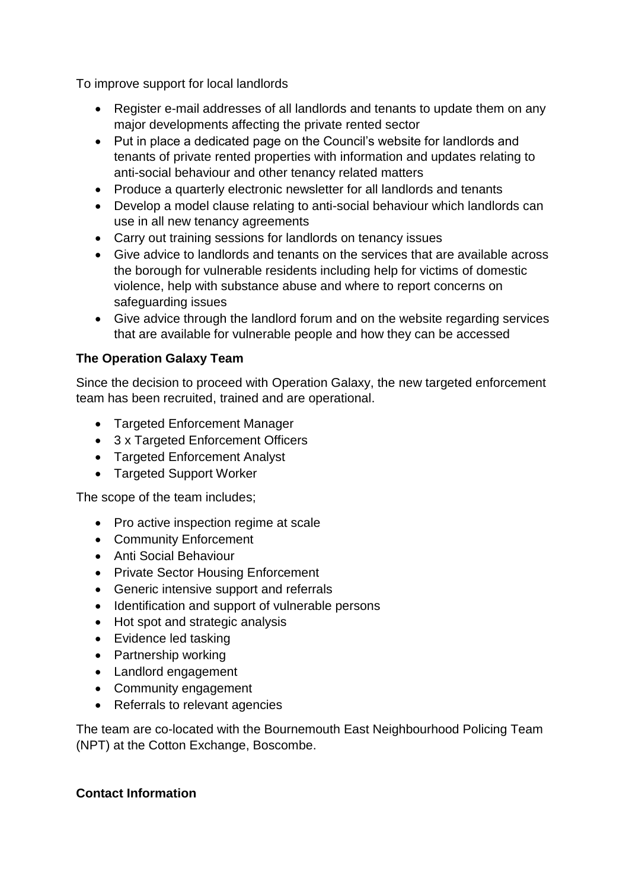To improve support for local landlords

- Register e-mail addresses of all landlords and tenants to update them on any major developments affecting the private rented sector
- Put in place a dedicated page on the Council's website for landlords and tenants of private rented properties with information and updates relating to anti-social behaviour and other tenancy related matters
- Produce a quarterly electronic newsletter for all landlords and tenants
- Develop a model clause relating to anti-social behaviour which landlords can use in all new tenancy agreements
- Carry out training sessions for landlords on tenancy issues
- Give advice to landlords and tenants on the services that are available across the borough for vulnerable residents including help for victims of domestic violence, help with substance abuse and where to report concerns on safeguarding issues
- Give advice through the landlord forum and on the website regarding services that are available for vulnerable people and how they can be accessed

**The Operation Galaxy Team**

Since the decision to proceed with Operation Galaxy, the new targeted enforcement team has been recruited, trained and are operational.

- Targeted Enforcement Manager
- 3 x Targeted Enforcement Officers
- Targeted Enforcement Analyst
- Targeted Support Worker

The scope of the team includes;

- Pro active inspection regime at scale
- Community Enforcement
- Anti Social Behaviour
- Private Sector Housing Enforcement
- Generic intensive support and referrals
- Identification and support of vulnerable persons
- Hot spot and strategic analysis
- Evidence led tasking
- Partnership working
- Landlord engagement
- Community engagement
- Referrals to relevant agencies

The team are co-located with the Bournemouth East Neighbourhood Policing Team (NPT) at the Cotton Exchange, Boscombe.

**Contact Information**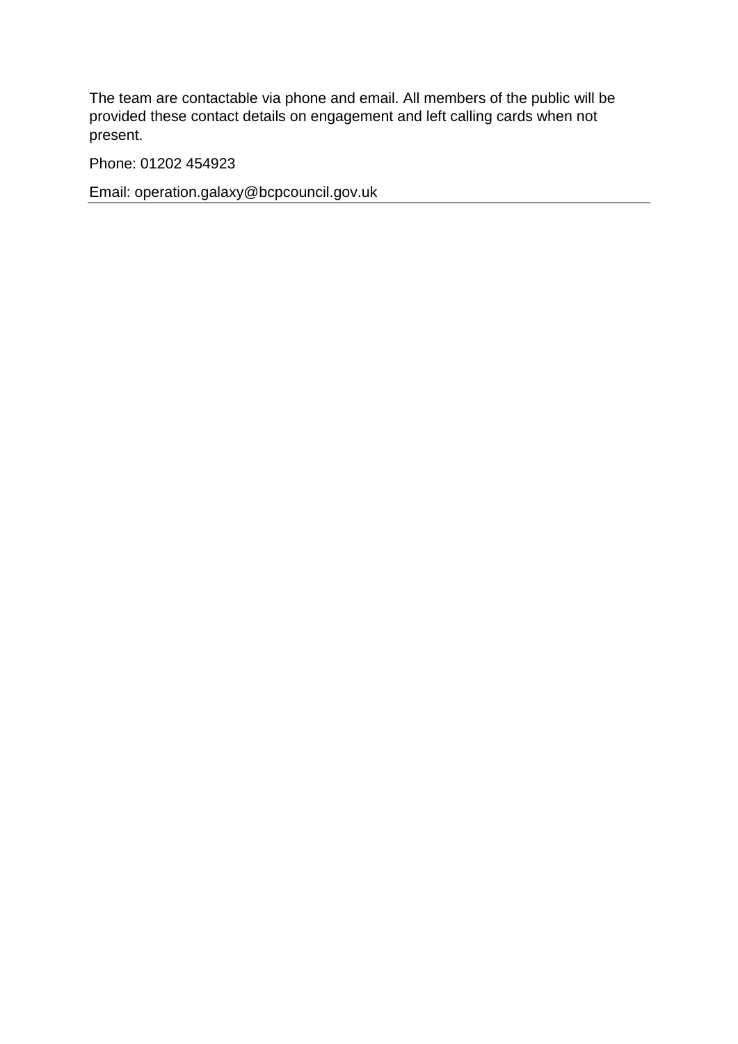The team are contactable via phone and email. All members of the public will be provided these contact details on engagement and left calling cards when not present.

Phone: 01202 454923

Email: operation.galaxy@bcpcouncil.gov.uk